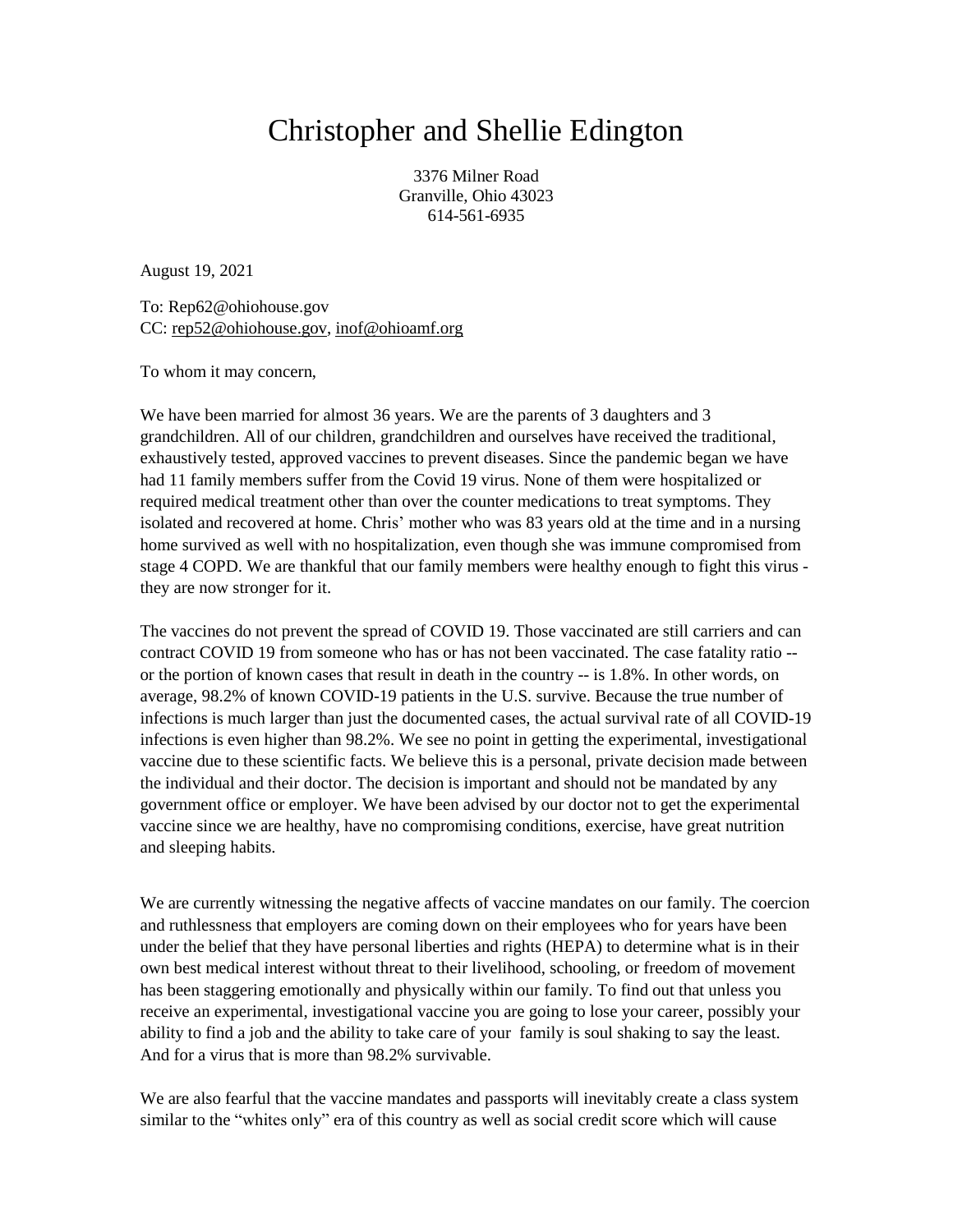# Christopher and Shellie Edington

3376 Milner Road
Granville, Ohio 43023
614-561-6935

August 19, 2021

To: Rep62@ohiohouse.gov
CC: rep52@ohiohouse.gov, inof@ohioamf.org

To whom it may concern,

We have been married for almost 36 years. We are the parents of 3 daughters and 3 grandchildren. All of our children, grandchildren and ourselves have received the traditional, exhaustively tested, approved vaccines to prevent diseases. Since the pandemic began we have had 11 family members suffer from the Covid 19 virus. None of them were hospitalized or required medical treatment other than over the counter medications to treat symptoms. They isolated and recovered at home. Chris' mother who was 83 years old at the time and in a nursing home survived as well with no hospitalization, even though she was immune compromised from stage 4 COPD. We are thankful that our family members were healthy enough to fight this virus - they are now stronger for it.

The vaccines do not prevent the spread of COVID 19. Those vaccinated are still carriers and can contract COVID 19 from someone who has or has not been vaccinated. The case fatality ratio -- or the portion of known cases that result in death in the country -- is 1.8%. In other words, on average, 98.2% of known COVID-19 patients in the U.S. survive. Because the true number of infections is much larger than just the documented cases, the actual survival rate of all COVID-19 infections is even higher than 98.2%. We see no point in getting the experimental, investigational vaccine due to these scientific facts. We believe this is a personal, private decision made between the individual and their doctor. The decision is important and should not be mandated by any government office or employer. We have been advised by our doctor not to get the experimental vaccine since we are healthy, have no compromising conditions, exercise, have great nutrition and sleeping habits.

We are currently witnessing the negative affects of vaccine mandates on our family. The coercion and ruthlessness that employers are coming down on their employees who for years have been under the belief that they have personal liberties and rights (HEPA) to determine what is in their own best medical interest without threat to their livelihood, schooling, or freedom of movement has been staggering emotionally and physically within our family. To find out that unless you receive an experimental, investigational vaccine you are going to lose your career, possibly your ability to find a job and the ability to take care of your family is soul shaking to say the least. And for a virus that is more than 98.2% survivable.

We are also fearful that the vaccine mandates and passports will inevitably create a class system similar to the "whites only" era of this country as well as social credit score which will cause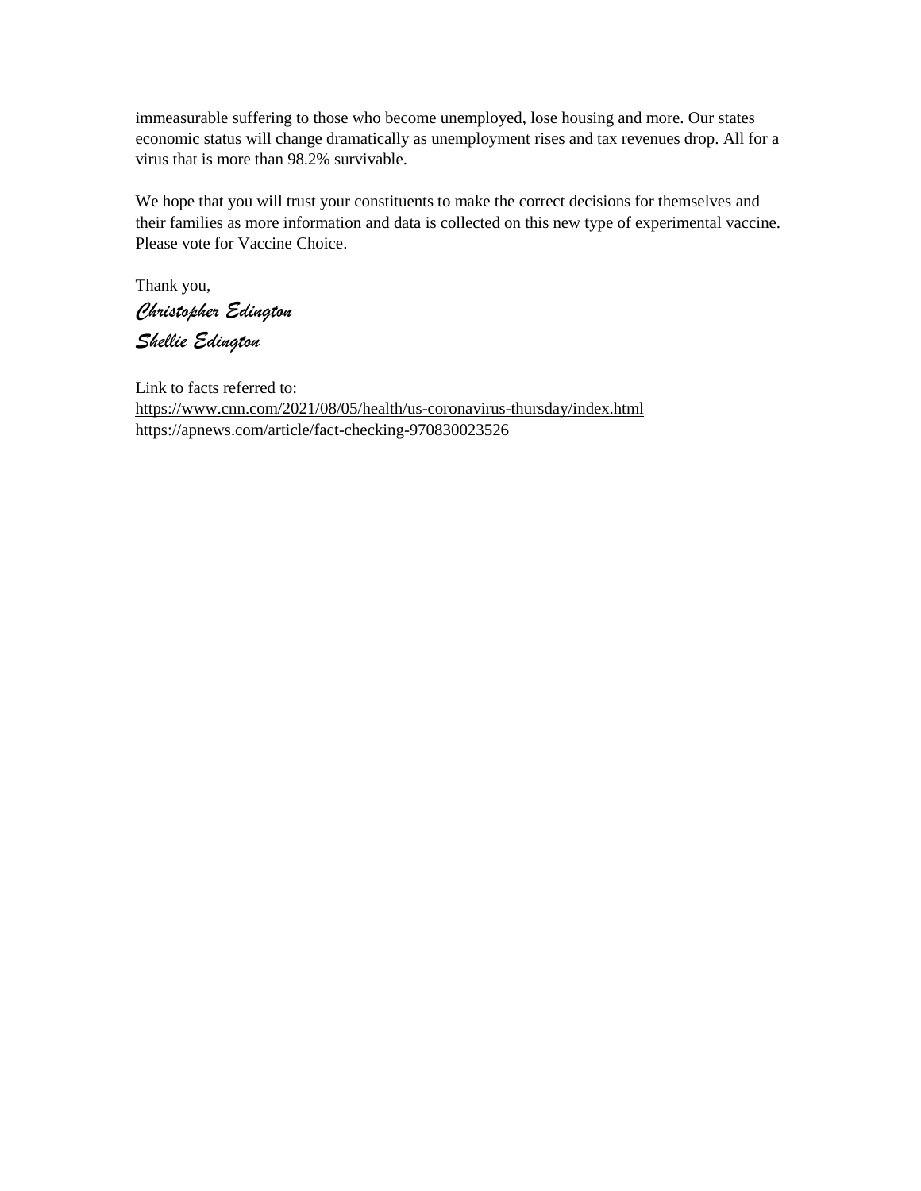immeasurable suffering to those who become unemployed, lose housing and more. Our states economic status will change dramatically as unemployment rises and tax revenues drop. All for a virus that is more than 98.2% survivable.

We hope that you will trust your constituents to make the correct decisions for themselves and their families as more information and data is collected on this new type of experimental vaccine. Please vote for Vaccine Choice.

Thank you,

*Christopher Edington*

*Shellie Edington*

Link to facts referred to:
https://www.cnn.com/2021/08/05/health/us-coronavirus-thursday/index.html
https://apnews.com/article/fact-checking-970830023526